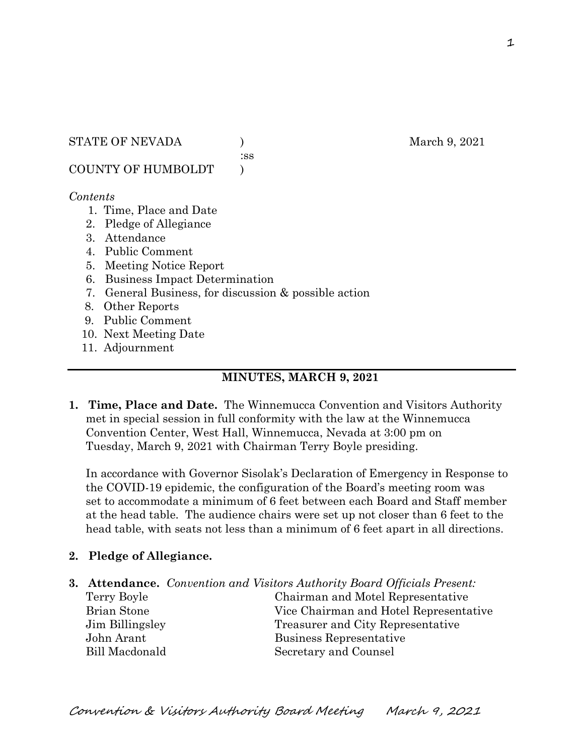STATE OF NEVADA )  March 9, 2021
:ss
COUNTY OF HUMBOLDT )

*Contents*

1. Time, Place and Date
2. Pledge of Allegiance
3. Attendance
4. Public Comment
5. Meeting Notice Report
6. Business Impact Determination
7. General Business, for discussion & possible action
8. Other Reports
9. Public Comment
10. Next Meeting Date
11. Adjournment

---

## MINUTES, MARCH 9, 2021

**1. Time, Place and Date.** The Winnemucca Convention and Visitors Authority met in special session in full conformity with the law at the Winnemucca Convention Center, West Hall, Winnemucca, Nevada at 3:00 pm on Tuesday, March 9, 2021 with Chairman Terry Boyle presiding.

In accordance with Governor Sisolak's Declaration of Emergency in Response to the COVID-19 epidemic, the configuration of the Board's meeting room was set to accommodate a minimum of 6 feet between each Board and Staff member at the head table. The audience chairs were set up not closer than 6 feet to the head table, with seats not less than a minimum of 6 feet apart in all directions.

**2. Pledge of Allegiance.**

**3. Attendance.** *Convention and Visitors Authority Board Officials Present:*

| | |
|---|---|
| Terry Boyle | Chairman and Motel Representative |
| Brian Stone | Vice Chairman and Hotel Representative |
| Jim Billingsley | Treasurer and City Representative |
| John Arant | Business Representative |
| Bill Macdonald | Secretary and Counsel |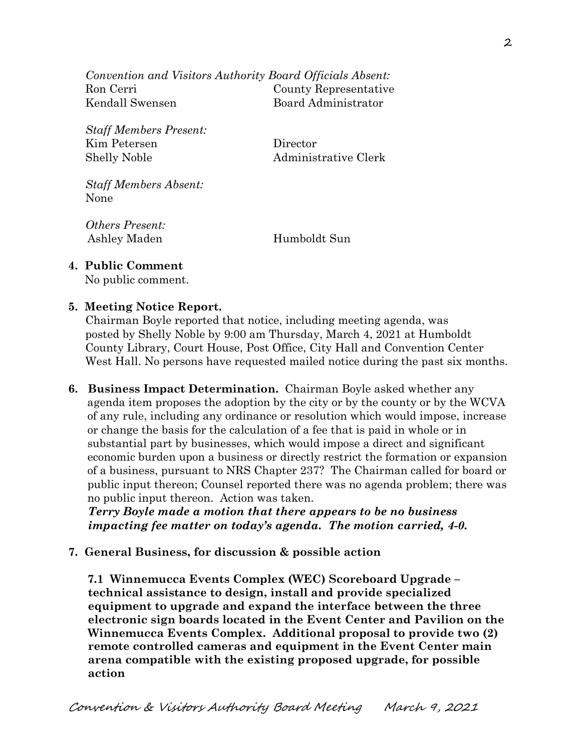*Convention and Visitors Authority Board Officials Absent:*

| | |
|---|---|
| Ron Cerri | County Representative |
| Kendall Swensen | Board Administrator |

*Staff Members Present:*

| | |
|---|---|
| Kim Petersen | Director |
| Shelly Noble | Administrative Clerk |

*Staff Members Absent:*
None

*Others Present:*

| | |
|---|---|
| Ashley Maden | Humboldt Sun |

**4. Public Comment**
No public comment.

**5. Meeting Notice Report.**
Chairman Boyle reported that notice, including meeting agenda, was posted by Shelly Noble by 9:00 am Thursday, March 4, 2021 at Humboldt County Library, Court House, Post Office, City Hall and Convention Center West Hall. No persons have requested mailed notice during the past six months.

**6. Business Impact Determination.** Chairman Boyle asked whether any agenda item proposes the adoption by the city or by the county or by the WCVA of any rule, including any ordinance or resolution which would impose, increase or change the basis for the calculation of a fee that is paid in whole or in substantial part by businesses, which would impose a direct and significant economic burden upon a business or directly restrict the formation or expansion of a business, pursuant to NRS Chapter 237? The Chairman called for board or public input thereon; Counsel reported there was no agenda problem; there was no public input thereon. Action was taken.
***Terry Boyle made a motion that there appears to be no business impacting fee matter on today's agenda. The motion carried, 4-0.***

**7. General Business, for discussion & possible action**

**7.1 Winnemucca Events Complex (WEC) Scoreboard Upgrade – technical assistance to design, install and provide specialized equipment to upgrade and expand the interface between the three electronic sign boards located in the Event Center and Pavilion on the Winnemucca Events Complex. Additional proposal to provide two (2) remote controlled cameras and equipment in the Event Center main arena compatible with the existing proposed upgrade, for possible action**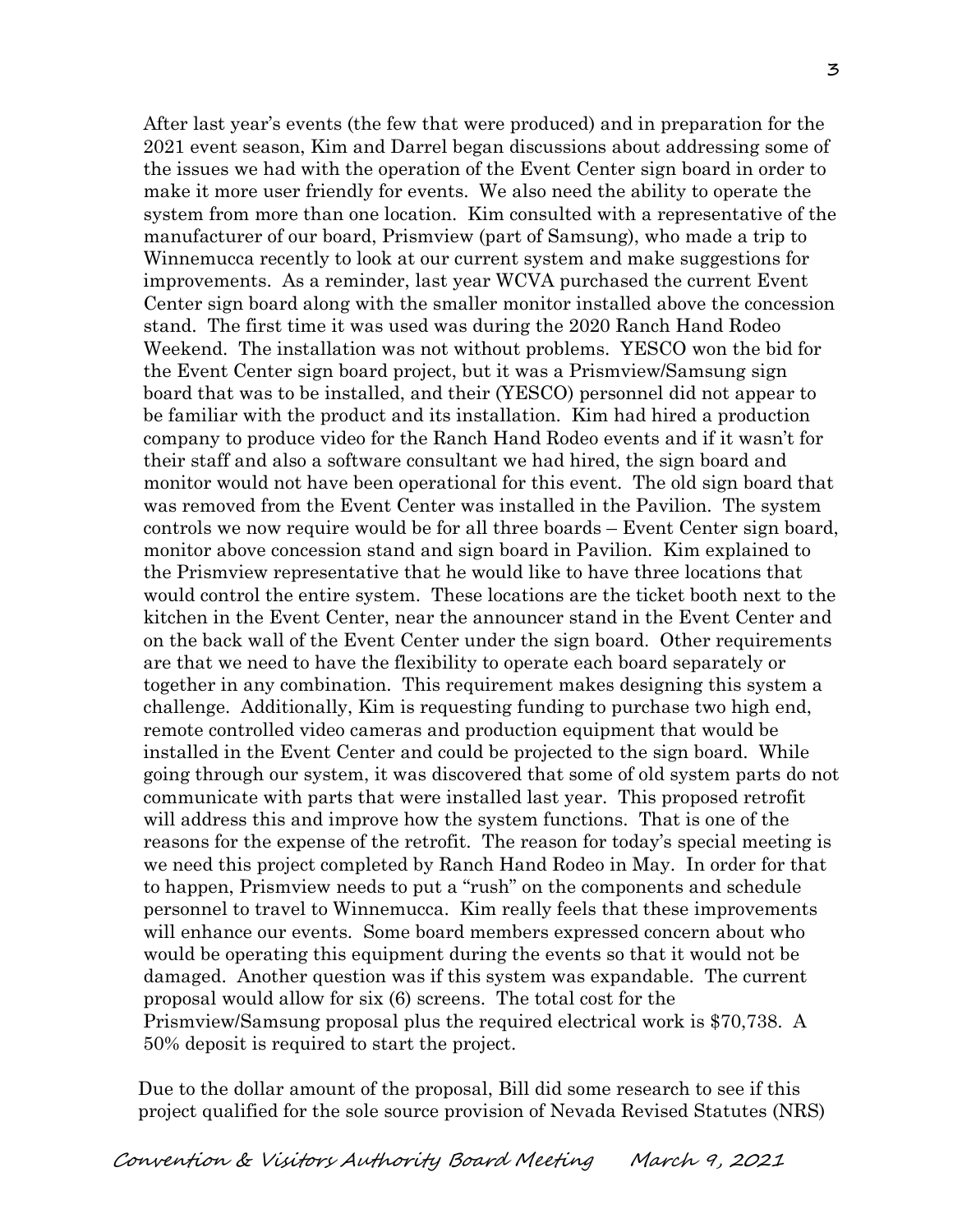After last year's events (the few that were produced) and in preparation for the 2021 event season, Kim and Darrel began discussions about addressing some of the issues we had with the operation of the Event Center sign board in order to make it more user friendly for events. We also need the ability to operate the system from more than one location. Kim consulted with a representative of the manufacturer of our board, Prismview (part of Samsung), who made a trip to Winnemucca recently to look at our current system and make suggestions for improvements. As a reminder, last year WCVA purchased the current Event Center sign board along with the smaller monitor installed above the concession stand. The first time it was used was during the 2020 Ranch Hand Rodeo Weekend. The installation was not without problems. YESCO won the bid for the Event Center sign board project, but it was a Prismview/Samsung sign board that was to be installed, and their (YESCO) personnel did not appear to be familiar with the product and its installation. Kim had hired a production company to produce video for the Ranch Hand Rodeo events and if it wasn't for their staff and also a software consultant we had hired, the sign board and monitor would not have been operational for this event. The old sign board that was removed from the Event Center was installed in the Pavilion. The system controls we now require would be for all three boards – Event Center sign board, monitor above concession stand and sign board in Pavilion. Kim explained to the Prismview representative that he would like to have three locations that would control the entire system. These locations are the ticket booth next to the kitchen in the Event Center, near the announcer stand in the Event Center and on the back wall of the Event Center under the sign board. Other requirements are that we need to have the flexibility to operate each board separately or together in any combination. This requirement makes designing this system a challenge. Additionally, Kim is requesting funding to purchase two high end, remote controlled video cameras and production equipment that would be installed in the Event Center and could be projected to the sign board. While going through our system, it was discovered that some of old system parts do not communicate with parts that were installed last year. This proposed retrofit will address this and improve how the system functions. That is one of the reasons for the expense of the retrofit. The reason for today's special meeting is we need this project completed by Ranch Hand Rodeo in May. In order for that to happen, Prismview needs to put a "rush" on the components and schedule personnel to travel to Winnemucca. Kim really feels that these improvements will enhance our events. Some board members expressed concern about who would be operating this equipment during the events so that it would not be damaged. Another question was if this system was expandable. The current proposal would allow for six (6) screens. The total cost for the Prismview/Samsung proposal plus the required electrical work is $70,738. A 50% deposit is required to start the project.

Due to the dollar amount of the proposal, Bill did some research to see if this project qualified for the sole source provision of Nevada Revised Statutes (NRS)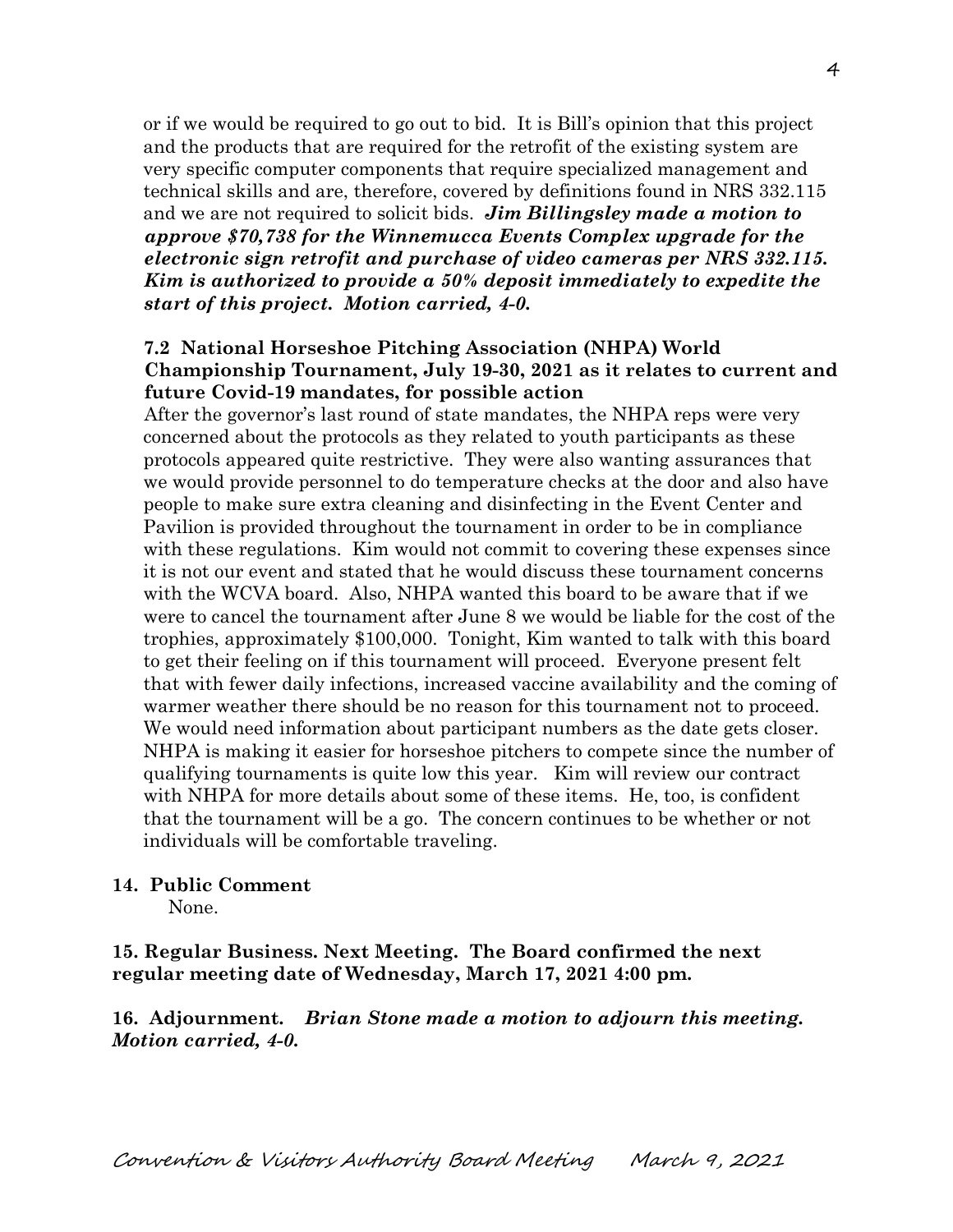or if we would be required to go out to bid. It is Bill's opinion that this project and the products that are required for the retrofit of the existing system are very specific computer components that require specialized management and technical skills and are, therefore, covered by definitions found in NRS 332.115 and we are not required to solicit bids. ***Jim Billingsley made a motion to approve $70,738 for the Winnemucca Events Complex upgrade for the electronic sign retrofit and purchase of video cameras per NRS 332.115. Kim is authorized to provide a 50% deposit immediately to expedite the start of this project. Motion carried, 4-0.***

**7.2 National Horseshoe Pitching Association (NHPA) World Championship Tournament, July 19-30, 2021 as it relates to current and future Covid-19 mandates, for possible action**

After the governor's last round of state mandates, the NHPA reps were very concerned about the protocols as they related to youth participants as these protocols appeared quite restrictive. They were also wanting assurances that we would provide personnel to do temperature checks at the door and also have people to make sure extra cleaning and disinfecting in the Event Center and Pavilion is provided throughout the tournament in order to be in compliance with these regulations. Kim would not commit to covering these expenses since it is not our event and stated that he would discuss these tournament concerns with the WCVA board. Also, NHPA wanted this board to be aware that if we were to cancel the tournament after June 8 we would be liable for the cost of the trophies, approximately $100,000. Tonight, Kim wanted to talk with this board to get their feeling on if this tournament will proceed. Everyone present felt that with fewer daily infections, increased vaccine availability and the coming of warmer weather there should be no reason for this tournament not to proceed. We would need information about participant numbers as the date gets closer. NHPA is making it easier for horseshoe pitchers to compete since the number of qualifying tournaments is quite low this year. Kim will review our contract with NHPA for more details about some of these items. He, too, is confident that the tournament will be a go. The concern continues to be whether or not individuals will be comfortable traveling.

**14. Public Comment**

None.

**15. Regular Business. Next Meeting. The Board confirmed the next regular meeting date of Wednesday, March 17, 2021 4:00 pm.**

**16. Adjournment.** ***Brian Stone made a motion to adjourn this meeting. Motion carried, 4-0.***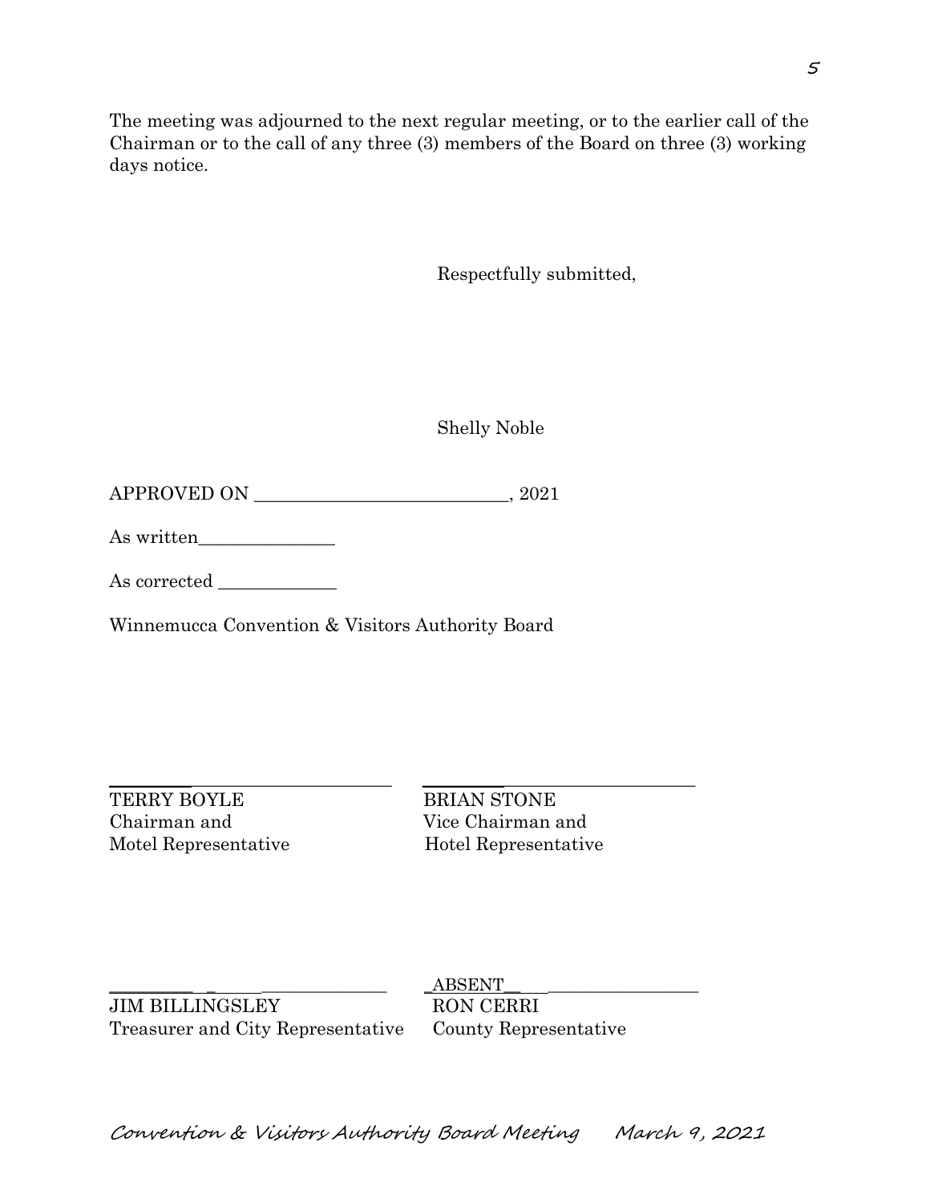The meeting was adjourned to the next regular meeting, or to the earlier call of the Chairman or to the call of any three (3) members of the Board on three (3) working days notice.

Respectfully submitted,

Shelly Noble

APPROVED ON ____________________________, 2021

As written_______________

As corrected _____________

Winnemucca Convention & Visitors Authority Board

| | |
|---|---|
| ______________________________ | ______________________________ |
| TERRY BOYLE<br>Chairman and<br>Motel Representative | BRIAN STONE<br>Vice Chairman and<br>Hotel Representative |
| ______________________________ | _ABSENT______________________ |
| JIM BILLINGSLEY<br>Treasurer and City Representative | RON CERRI<br>County Representative |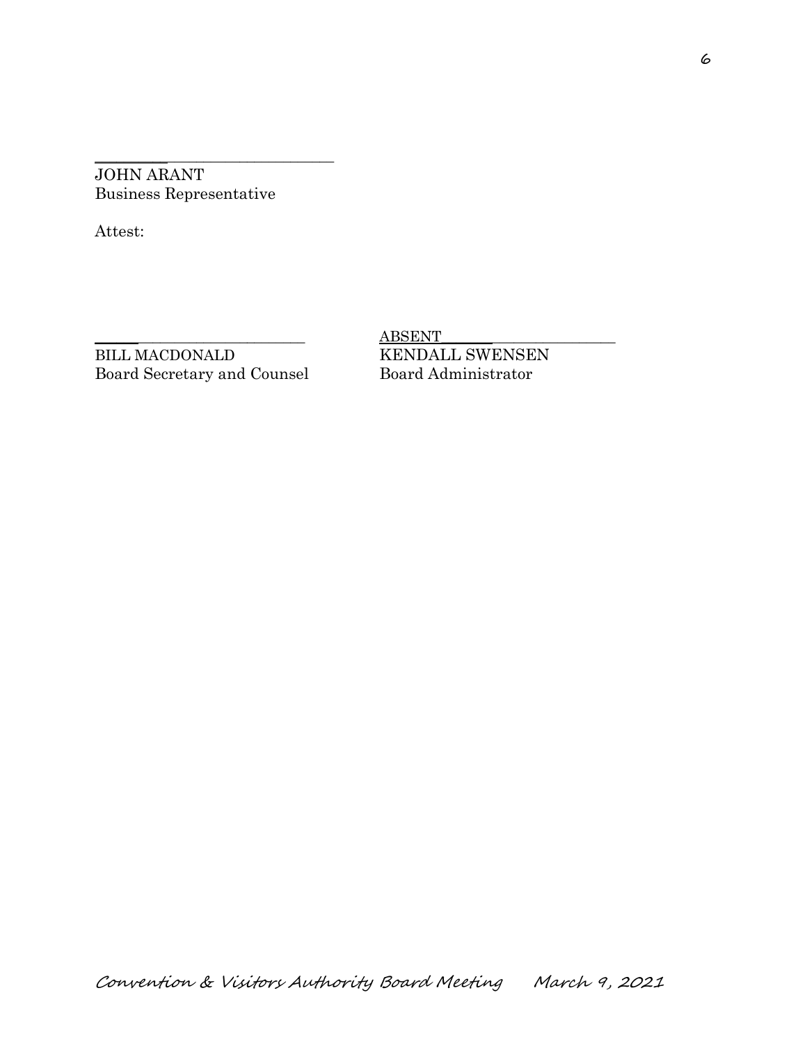\_\_\_\_\_\_\_\_\_\_\_\_\_\_\_\_\_\_\_\_\_\_\_\_\_\_\_\_\_\_
JOHN ARANT
Business Representative

Attest:

\_\_\_\_\_\_\_\_\_\_\_\_\_\_\_\_\_\_\_\_\_\_\_\_\_\_\_\_\_\_
BILL MACDONALD
Board Secretary and Counsel

ABSENT\_\_\_\_\_\_\_\_\_\_\_\_\_\_\_\_\_\_\_\_\_\_\_
KENDALL SWENSEN
Board Administrator